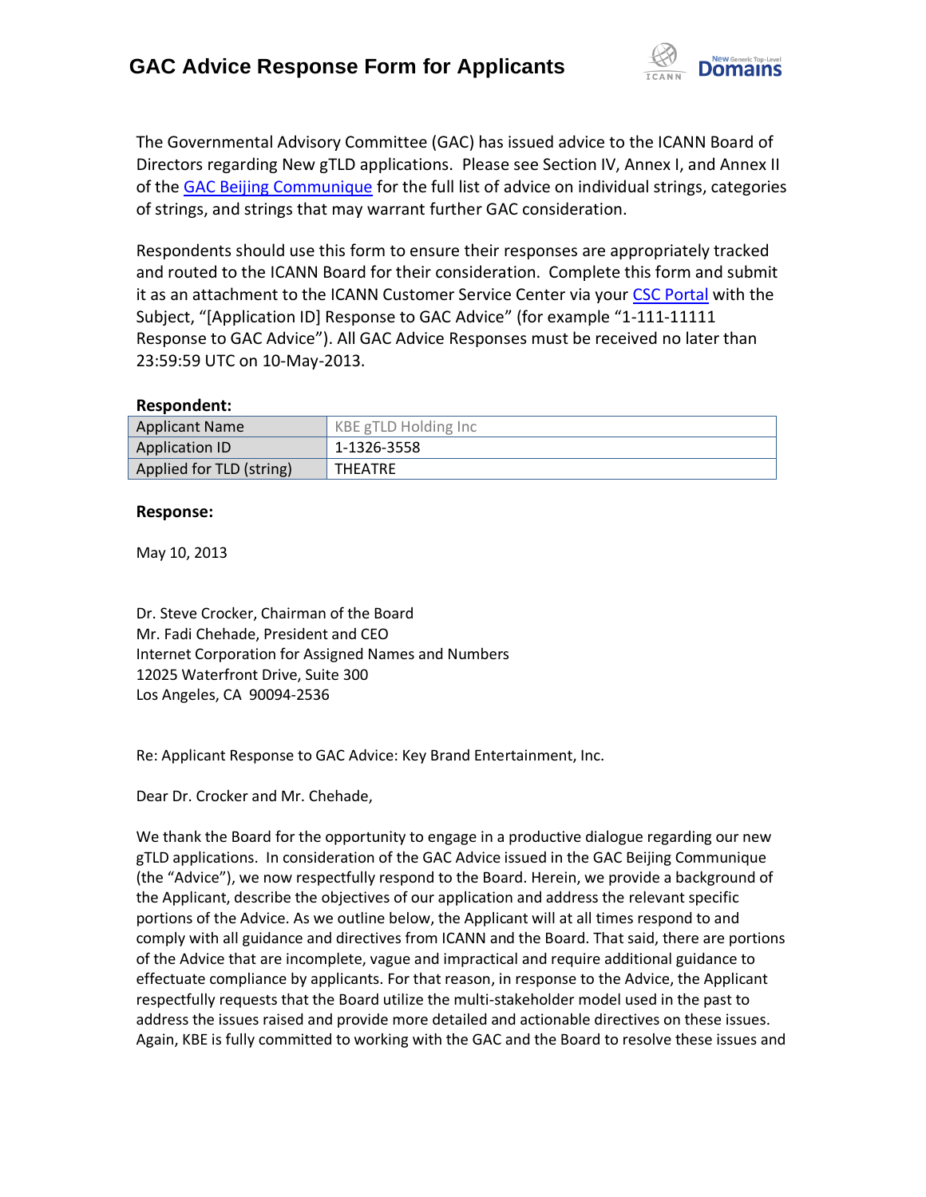# GAC Advice Response Form for Applicants

The Governmental Advisory Committee (GAC) has issued advice to the ICANN Board of Directors regarding New gTLD applications. Please see Section IV, Annex I, and Annex II of the GAC Beijing Communique for the full list of advice on individual strings, categories of strings, and strings that may warrant further GAC consideration.

Respondents should use this form to ensure their responses are appropriately tracked and routed to the ICANN Board for their consideration. Complete this form and submit it as an attachment to the ICANN Customer Service Center via your CSC Portal with the Subject, "[Application ID] Response to GAC Advice" (for example "1-111-11111 Response to GAC Advice"). All GAC Advice Responses must be received no later than 23:59:59 UTC on 10-May-2013.

**Respondent:**

| Applicant Name | KBE gTLD Holding Inc |
|---|---|
| Application ID | 1-1326-3558 |
| Applied for TLD (string) | THEATRE |

**Response:**

May 10, 2013

Dr. Steve Crocker, Chairman of the Board
Mr. Fadi Chehade, President and CEO
Internet Corporation for Assigned Names and Numbers
12025 Waterfront Drive, Suite 300
Los Angeles, CA 90094-2536

Re: Applicant Response to GAC Advice: Key Brand Entertainment, Inc.

Dear Dr. Crocker and Mr. Chehade,

We thank the Board for the opportunity to engage in a productive dialogue regarding our new gTLD applications. In consideration of the GAC Advice issued in the GAC Beijing Communique (the "Advice"), we now respectfully respond to the Board. Herein, we provide a background of the Applicant, describe the objectives of our application and address the relevant specific portions of the Advice. As we outline below, the Applicant will at all times respond to and comply with all guidance and directives from ICANN and the Board. That said, there are portions of the Advice that are incomplete, vague and impractical and require additional guidance to effectuate compliance by applicants. For that reason, in response to the Advice, the Applicant respectfully requests that the Board utilize the multi-stakeholder model used in the past to address the issues raised and provide more detailed and actionable directives on these issues. Again, KBE is fully committed to working with the GAC and the Board to resolve these issues and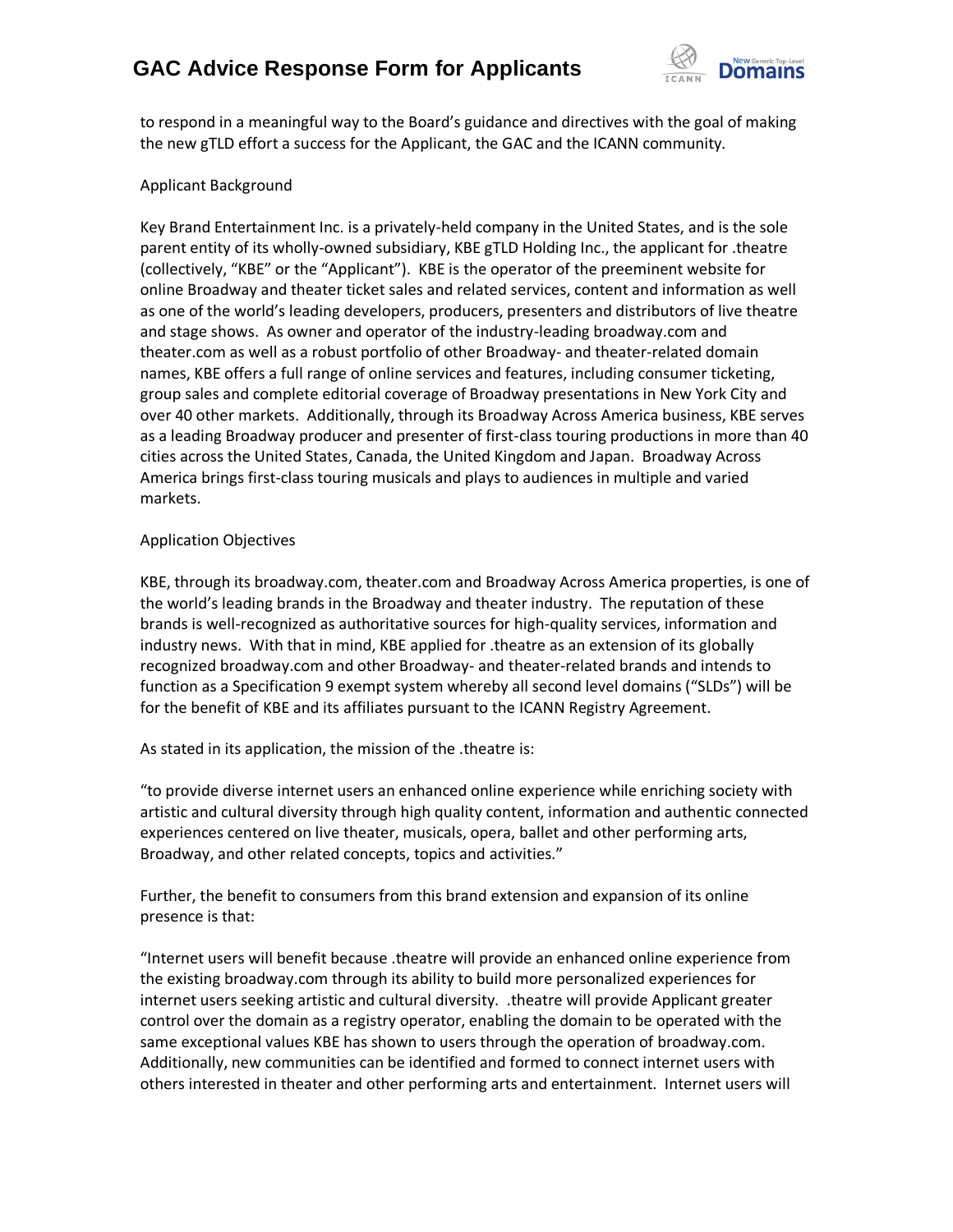to respond in a meaningful way to the Board's guidance and directives with the goal of making the new gTLD effort a success for the Applicant, the GAC and the ICANN community.

Applicant Background

Key Brand Entertainment Inc. is a privately-held company in the United States, and is the sole parent entity of its wholly-owned subsidiary, KBE gTLD Holding Inc., the applicant for .theatre (collectively, "KBE" or the "Applicant"). KBE is the operator of the preeminent website for online Broadway and theater ticket sales and related services, content and information as well as one of the world's leading developers, producers, presenters and distributors of live theatre and stage shows. As owner and operator of the industry-leading broadway.com and theater.com as well as a robust portfolio of other Broadway- and theater-related domain names, KBE offers a full range of online services and features, including consumer ticketing, group sales and complete editorial coverage of Broadway presentations in New York City and over 40 other markets. Additionally, through its Broadway Across America business, KBE serves as a leading Broadway producer and presenter of first-class touring productions in more than 40 cities across the United States, Canada, the United Kingdom and Japan. Broadway Across America brings first-class touring musicals and plays to audiences in multiple and varied markets.

Application Objectives

KBE, through its broadway.com, theater.com and Broadway Across America properties, is one of the world's leading brands in the Broadway and theater industry. The reputation of these brands is well-recognized as authoritative sources for high-quality services, information and industry news. With that in mind, KBE applied for .theatre as an extension of its globally recognized broadway.com and other Broadway- and theater-related brands and intends to function as a Specification 9 exempt system whereby all second level domains ("SLDs") will be for the benefit of KBE and its affiliates pursuant to the ICANN Registry Agreement.

As stated in its application, the mission of the .theatre is:

"to provide diverse internet users an enhanced online experience while enriching society with artistic and cultural diversity through high quality content, information and authentic connected experiences centered on live theater, musicals, opera, ballet and other performing arts, Broadway, and other related concepts, topics and activities."

Further, the benefit to consumers from this brand extension and expansion of its online presence is that:

"Internet users will benefit because .theatre will provide an enhanced online experience from the existing broadway.com through its ability to build more personalized experiences for internet users seeking artistic and cultural diversity. .theatre will provide Applicant greater control over the domain as a registry operator, enabling the domain to be operated with the same exceptional values KBE has shown to users through the operation of broadway.com. Additionally, new communities can be identified and formed to connect internet users with others interested in theater and other performing arts and entertainment. Internet users will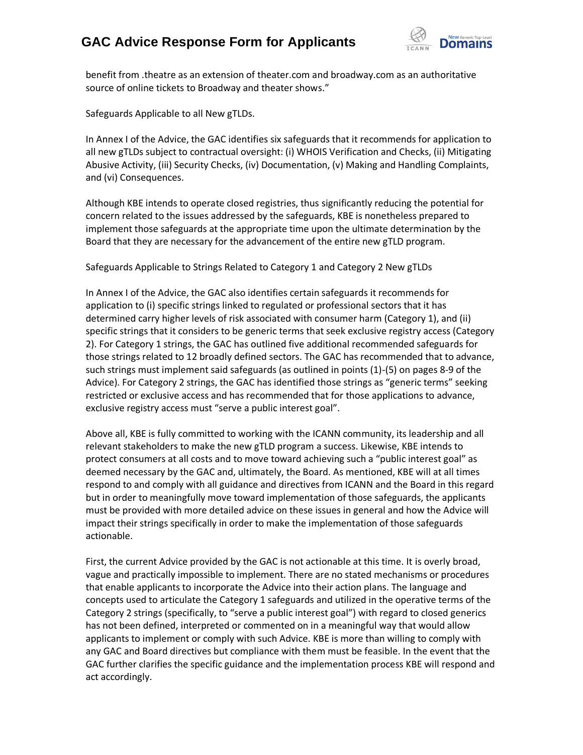benefit from .theatre as an extension of theater.com and broadway.com as an authoritative source of online tickets to Broadway and theater shows."

Safeguards Applicable to all New gTLDs.

In Annex I of the Advice, the GAC identifies six safeguards that it recommends for application to all new gTLDs subject to contractual oversight: (i) WHOIS Verification and Checks, (ii) Mitigating Abusive Activity, (iii) Security Checks, (iv) Documentation, (v) Making and Handling Complaints, and (vi) Consequences.

Although KBE intends to operate closed registries, thus significantly reducing the potential for concern related to the issues addressed by the safeguards, KBE is nonetheless prepared to implement those safeguards at the appropriate time upon the ultimate determination by the Board that they are necessary for the advancement of the entire new gTLD program.

Safeguards Applicable to Strings Related to Category 1 and Category 2 New gTLDs

In Annex I of the Advice, the GAC also identifies certain safeguards it recommends for application to (i) specific strings linked to regulated or professional sectors that it has determined carry higher levels of risk associated with consumer harm (Category 1), and (ii) specific strings that it considers to be generic terms that seek exclusive registry access (Category 2). For Category 1 strings, the GAC has outlined five additional recommended safeguards for those strings related to 12 broadly defined sectors. The GAC has recommended that to advance, such strings must implement said safeguards (as outlined in points (1)-(5) on pages 8-9 of the Advice). For Category 2 strings, the GAC has identified those strings as "generic terms" seeking restricted or exclusive access and has recommended that for those applications to advance, exclusive registry access must "serve a public interest goal".

Above all, KBE is fully committed to working with the ICANN community, its leadership and all relevant stakeholders to make the new gTLD program a success. Likewise, KBE intends to protect consumers at all costs and to move toward achieving such a "public interest goal" as deemed necessary by the GAC and, ultimately, the Board. As mentioned, KBE will at all times respond to and comply with all guidance and directives from ICANN and the Board in this regard but in order to meaningfully move toward implementation of those safeguards, the applicants must be provided with more detailed advice on these issues in general and how the Advice will impact their strings specifically in order to make the implementation of those safeguards actionable.

First, the current Advice provided by the GAC is not actionable at this time. It is overly broad, vague and practically impossible to implement. There are no stated mechanisms or procedures that enable applicants to incorporate the Advice into their action plans. The language and concepts used to articulate the Category 1 safeguards and utilized in the operative terms of the Category 2 strings (specifically, to "serve a public interest goal") with regard to closed generics has not been defined, interpreted or commented on in a meaningful way that would allow applicants to implement or comply with such Advice. KBE is more than willing to comply with any GAC and Board directives but compliance with them must be feasible. In the event that the GAC further clarifies the specific guidance and the implementation process KBE will respond and act accordingly.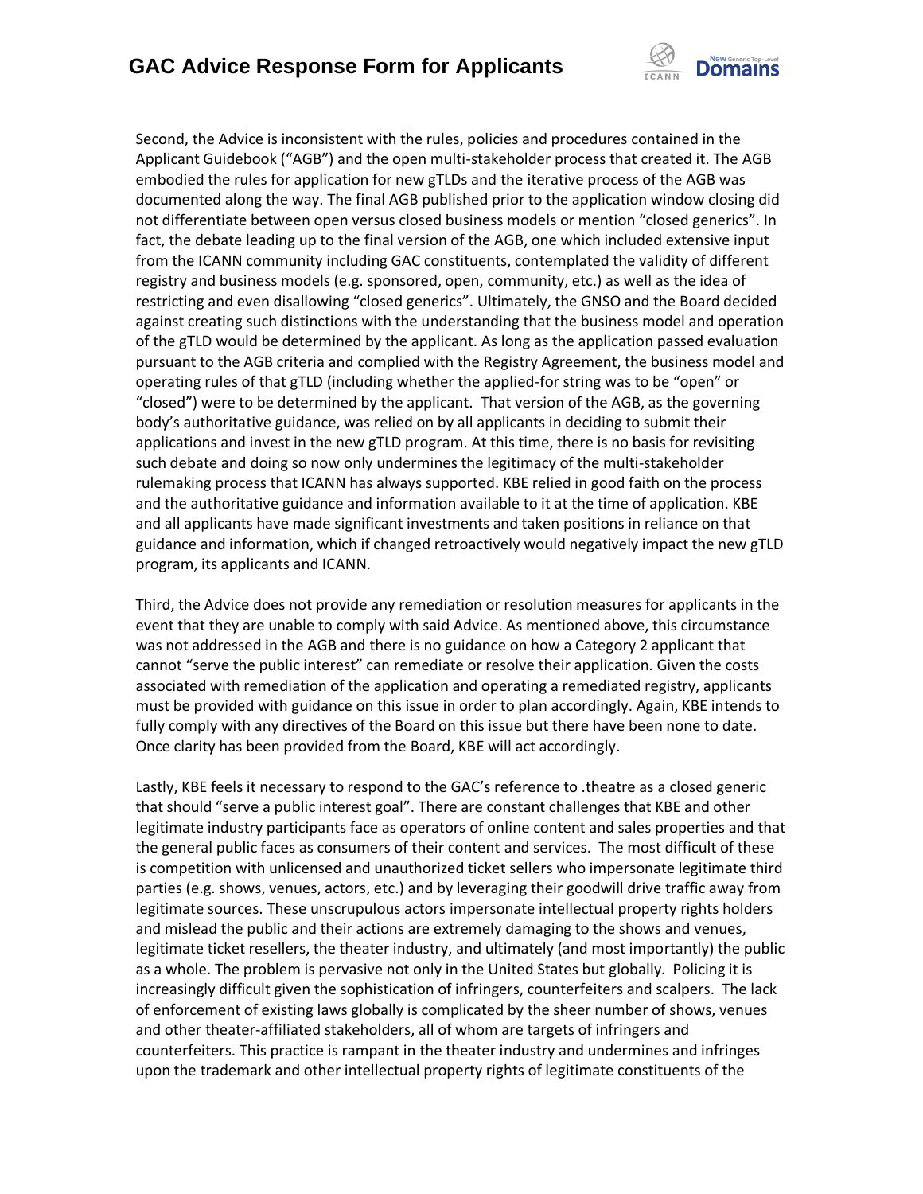Second, the Advice is inconsistent with the rules, policies and procedures contained in the Applicant Guidebook ("AGB") and the open multi-stakeholder process that created it. The AGB embodied the rules for application for new gTLDs and the iterative process of the AGB was documented along the way. The final AGB published prior to the application window closing did not differentiate between open versus closed business models or mention "closed generics". In fact, the debate leading up to the final version of the AGB, one which included extensive input from the ICANN community including GAC constituents, contemplated the validity of different registry and business models (e.g. sponsored, open, community, etc.) as well as the idea of restricting and even disallowing "closed generics". Ultimately, the GNSO and the Board decided against creating such distinctions with the understanding that the business model and operation of the gTLD would be determined by the applicant. As long as the application passed evaluation pursuant to the AGB criteria and complied with the Registry Agreement, the business model and operating rules of that gTLD (including whether the applied-for string was to be "open" or "closed") were to be determined by the applicant. That version of the AGB, as the governing body's authoritative guidance, was relied on by all applicants in deciding to submit their applications and invest in the new gTLD program. At this time, there is no basis for revisiting such debate and doing so now only undermines the legitimacy of the multi-stakeholder rulemaking process that ICANN has always supported. KBE relied in good faith on the process and the authoritative guidance and information available to it at the time of application. KBE and all applicants have made significant investments and taken positions in reliance on that guidance and information, which if changed retroactively would negatively impact the new gTLD program, its applicants and ICANN.

Third, the Advice does not provide any remediation or resolution measures for applicants in the event that they are unable to comply with said Advice. As mentioned above, this circumstance was not addressed in the AGB and there is no guidance on how a Category 2 applicant that cannot "serve the public interest" can remediate or resolve their application. Given the costs associated with remediation of the application and operating a remediated registry, applicants must be provided with guidance on this issue in order to plan accordingly. Again, KBE intends to fully comply with any directives of the Board on this issue but there have been none to date. Once clarity has been provided from the Board, KBE will act accordingly.

Lastly, KBE feels it necessary to respond to the GAC's reference to .theatre as a closed generic that should "serve a public interest goal". There are constant challenges that KBE and other legitimate industry participants face as operators of online content and sales properties and that the general public faces as consumers of their content and services. The most difficult of these is competition with unlicensed and unauthorized ticket sellers who impersonate legitimate third parties (e.g. shows, venues, actors, etc.) and by leveraging their goodwill drive traffic away from legitimate sources. These unscrupulous actors impersonate intellectual property rights holders and mislead the public and their actions are extremely damaging to the shows and venues, legitimate ticket resellers, the theater industry, and ultimately (and most importantly) the public as a whole. The problem is pervasive not only in the United States but globally. Policing it is increasingly difficult given the sophistication of infringers, counterfeiters and scalpers. The lack of enforcement of existing laws globally is complicated by the sheer number of shows, venues and other theater-affiliated stakeholders, all of whom are targets of infringers and counterfeiters. This practice is rampant in the theater industry and undermines and infringes upon the trademark and other intellectual property rights of legitimate constituents of the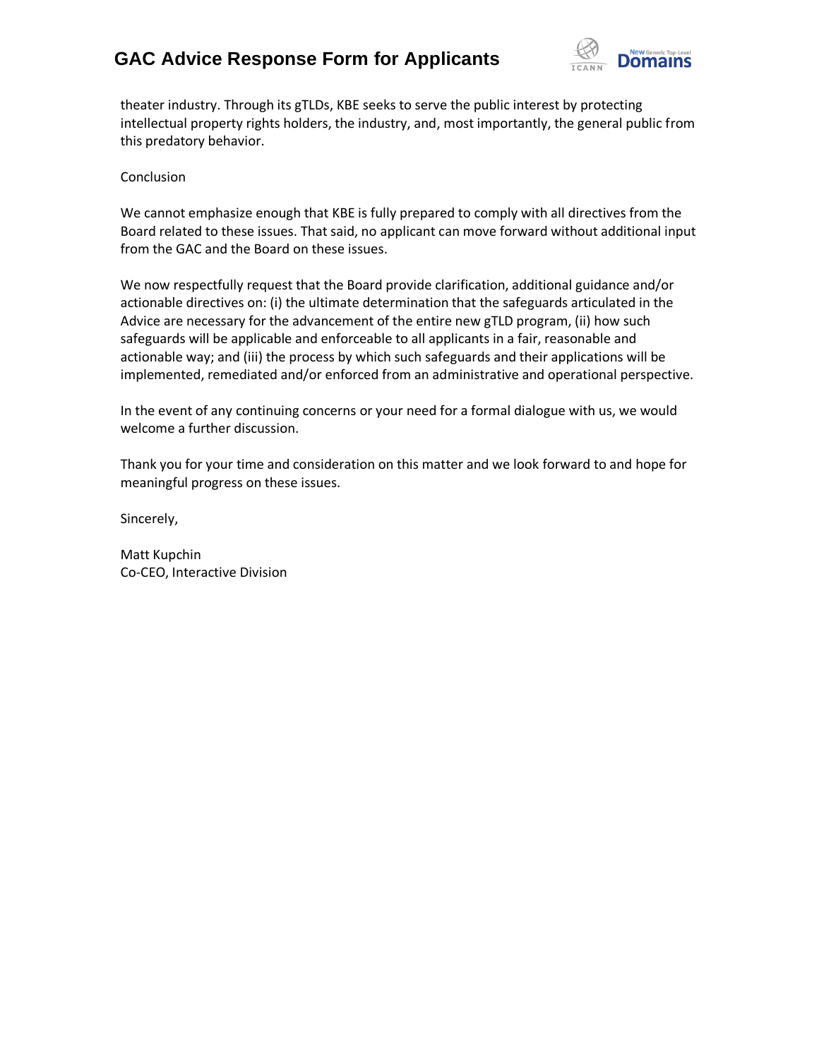theater industry. Through its gTLDs, KBE seeks to serve the public interest by protecting intellectual property rights holders, the industry, and, most importantly, the general public from this predatory behavior.

Conclusion

We cannot emphasize enough that KBE is fully prepared to comply with all directives from the Board related to these issues. That said, no applicant can move forward without additional input from the GAC and the Board on these issues.

We now respectfully request that the Board provide clarification, additional guidance and/or actionable directives on: (i) the ultimate determination that the safeguards articulated in the Advice are necessary for the advancement of the entire new gTLD program, (ii) how such safeguards will be applicable and enforceable to all applicants in a fair, reasonable and actionable way; and (iii) the process by which such safeguards and their applications will be implemented, remediated and/or enforced from an administrative and operational perspective.

In the event of any continuing concerns or your need for a formal dialogue with us, we would welcome a further discussion.

Thank you for your time and consideration on this matter and we look forward to and hope for meaningful progress on these issues.

Sincerely,

Matt Kupchin
Co-CEO, Interactive Division